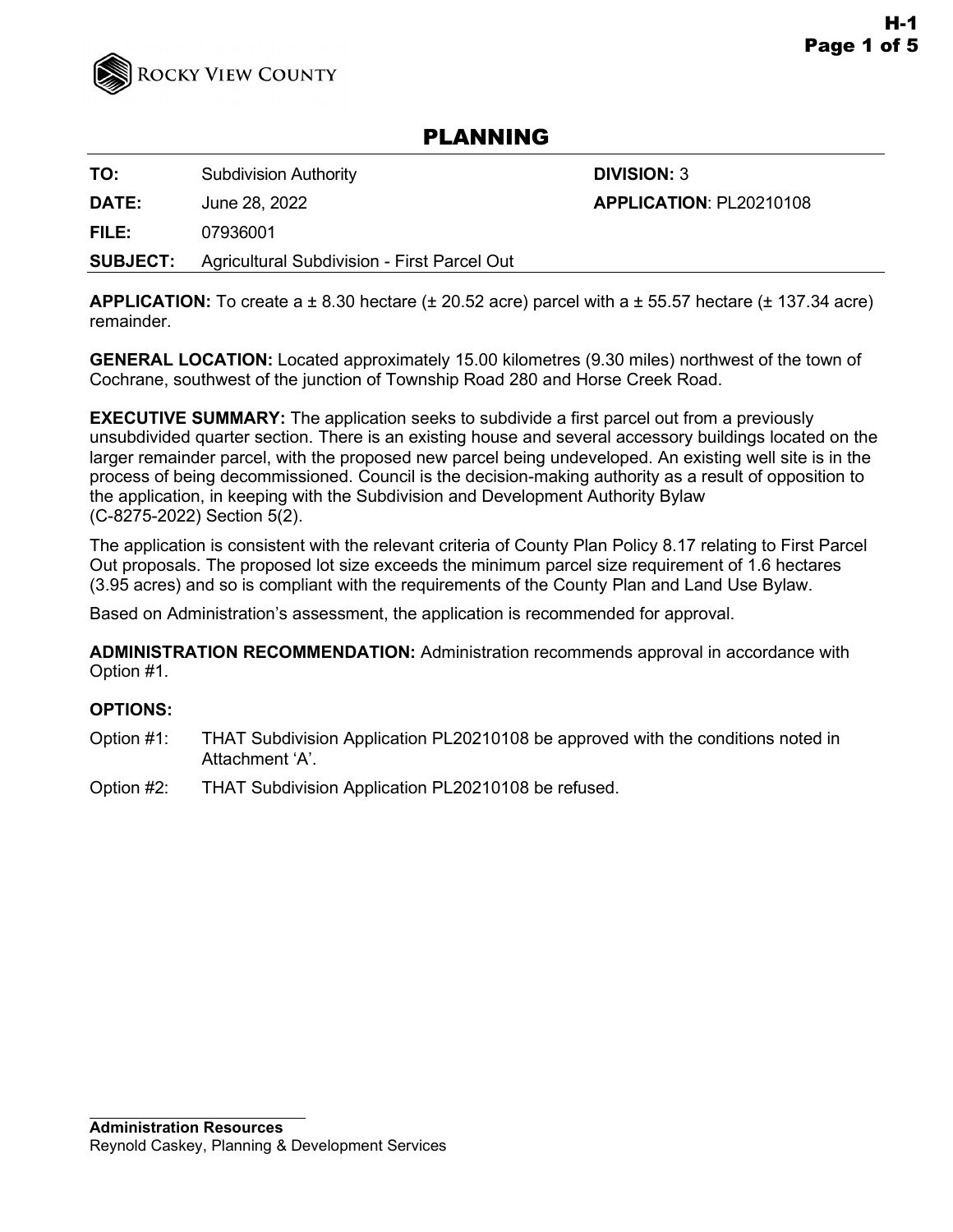ROCKY VIEW COUNTY

# PLANNING

| | | | |
|---|---|---|---|
| **TO:** | Subdivision Authority | **DIVISION:** 3 | |
| **DATE:** | June 28, 2022 | **APPLICATION**: PL20210108 | |
| **FILE:** | 07936001 | | |
| **SUBJECT:** | Agricultural Subdivision - First Parcel Out | | |

**APPLICATION:** To create a ± 8.30 hectare (± 20.52 acre) parcel with a ± 55.57 hectare (± 137.34 acre) remainder.

**GENERAL LOCATION:** Located approximately 15.00 kilometres (9.30 miles) northwest of the town of Cochrane, southwest of the junction of Township Road 280 and Horse Creek Road.

**EXECUTIVE SUMMARY:** The application seeks to subdivide a first parcel out from a previously unsubdivided quarter section. There is an existing house and several accessory buildings located on the larger remainder parcel, with the proposed new parcel being undeveloped. An existing well site is in the process of being decommissioned. Council is the decision-making authority as a result of opposition to the application, in keeping with the Subdivision and Development Authority Bylaw (C-8275-2022) Section 5(2).

The application is consistent with the relevant criteria of County Plan Policy 8.17 relating to First Parcel Out proposals. The proposed lot size exceeds the minimum parcel size requirement of 1.6 hectares (3.95 acres) and so is compliant with the requirements of the County Plan and Land Use Bylaw.

Based on Administration's assessment, the application is recommended for approval.

**ADMINISTRATION RECOMMENDATION:** Administration recommends approval in accordance with Option #1.

**OPTIONS:**

Option #1: THAT Subdivision Application PL20210108 be approved with the conditions noted in Attachment 'A'.

Option #2: THAT Subdivision Application PL20210108 be refused.

**Administration Resources**
Reynold Caskey, Planning & Development Services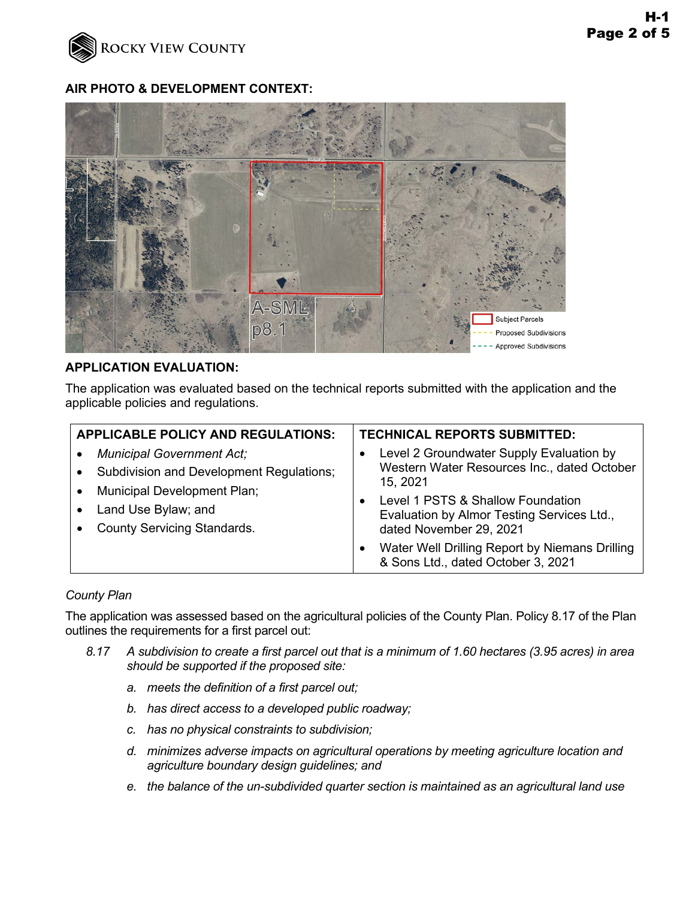## AIR PHOTO & DEVELOPMENT CONTEXT:

A-SML p8.1

Subject Parcels
Proposed Subdivisions
Approved Subdivisions

## APPLICATION EVALUATION:

The application was evaluated based on the technical reports submitted with the application and the applicable policies and regulations.

| APPLICABLE POLICY AND REGULATIONS: | TECHNICAL REPORTS SUBMITTED: |
|---|---|
| • *Municipal Government Act;*<br>• Subdivision and Development Regulations;<br>• Municipal Development Plan;<br>• Land Use Bylaw; and<br>• County Servicing Standards. | • Level 2 Groundwater Supply Evaluation by Western Water Resources Inc., dated October 15, 2021<br>• Level 1 PSTS & Shallow Foundation Evaluation by Almor Testing Services Ltd., dated November 29, 2021<br>• Water Well Drilling Report by Niemans Drilling & Sons Ltd., dated October 3, 2021 |

*County Plan*

The application was assessed based on the agricultural policies of the County Plan. Policy 8.17 of the Plan outlines the requirements for a first parcel out:

*8.17 A subdivision to create a first parcel out that is a minimum of 1.60 hectares (3.95 acres) in area should be supported if the proposed site:*

*a. meets the definition of a first parcel out;*

*b. has direct access to a developed public roadway;*

*c. has no physical constraints to subdivision;*

*d. minimizes adverse impacts on agricultural operations by meeting agriculture location and agriculture boundary design guidelines; and*

*e. the balance of the un-subdivided quarter section is maintained as an agricultural land use*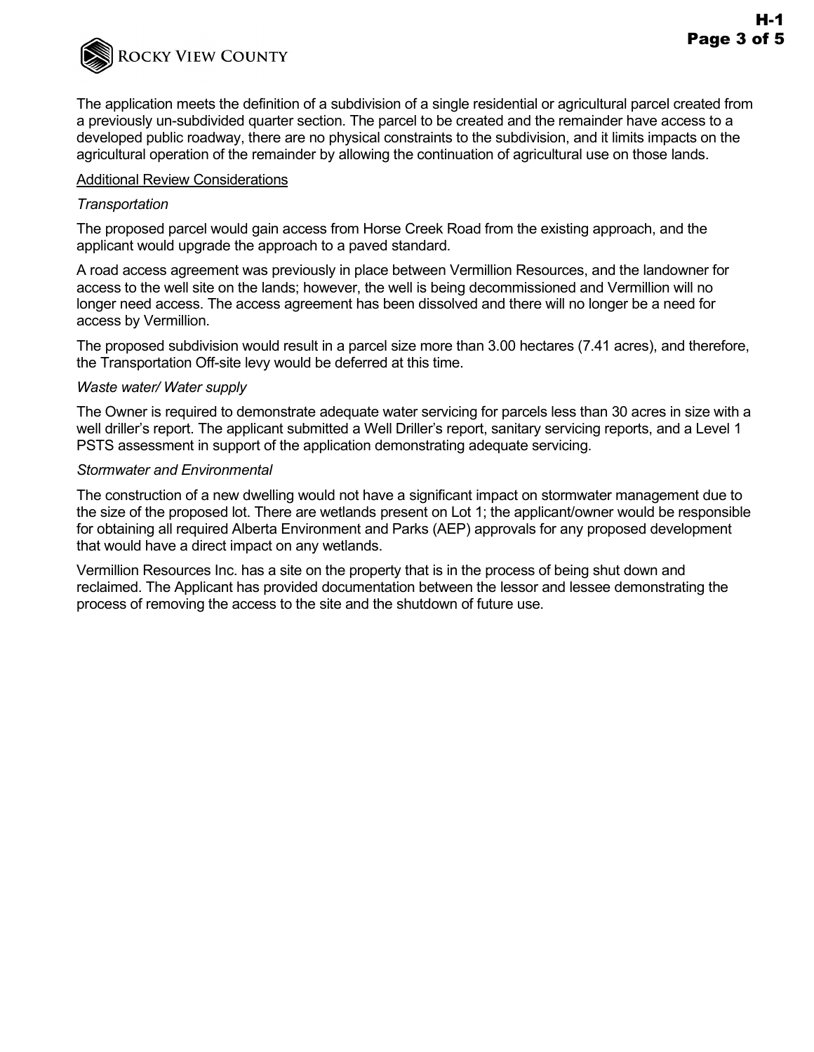The application meets the definition of a subdivision of a single residential or agricultural parcel created from a previously un-subdivided quarter section. The parcel to be created and the remainder have access to a developed public roadway, there are no physical constraints to the subdivision, and it limits impacts on the agricultural operation of the remainder by allowing the continuation of agricultural use on those lands.

<u>Additional Review Considerations</u>

*Transportation*

The proposed parcel would gain access from Horse Creek Road from the existing approach, and the applicant would upgrade the approach to a paved standard.

A road access agreement was previously in place between Vermillion Resources, and the landowner for access to the well site on the lands; however, the well is being decommissioned and Vermillion will no longer need access. The access agreement has been dissolved and there will no longer be a need for access by Vermillion.

The proposed subdivision would result in a parcel size more than 3.00 hectares (7.41 acres), and therefore, the Transportation Off-site levy would be deferred at this time.

*Waste water/ Water supply*

The Owner is required to demonstrate adequate water servicing for parcels less than 30 acres in size with a well driller's report. The applicant submitted a Well Driller's report, sanitary servicing reports, and a Level 1 PSTS assessment in support of the application demonstrating adequate servicing.

*Stormwater and Environmental*

The construction of a new dwelling would not have a significant impact on stormwater management due to the size of the proposed lot. There are wetlands present on Lot 1; the applicant/owner would be responsible for obtaining all required Alberta Environment and Parks (AEP) approvals for any proposed development that would have a direct impact on any wetlands.

Vermillion Resources Inc. has a site on the property that is in the process of being shut down and reclaimed. The Applicant has provided documentation between the lessor and lessee demonstrating the process of removing the access to the site and the shutdown of future use.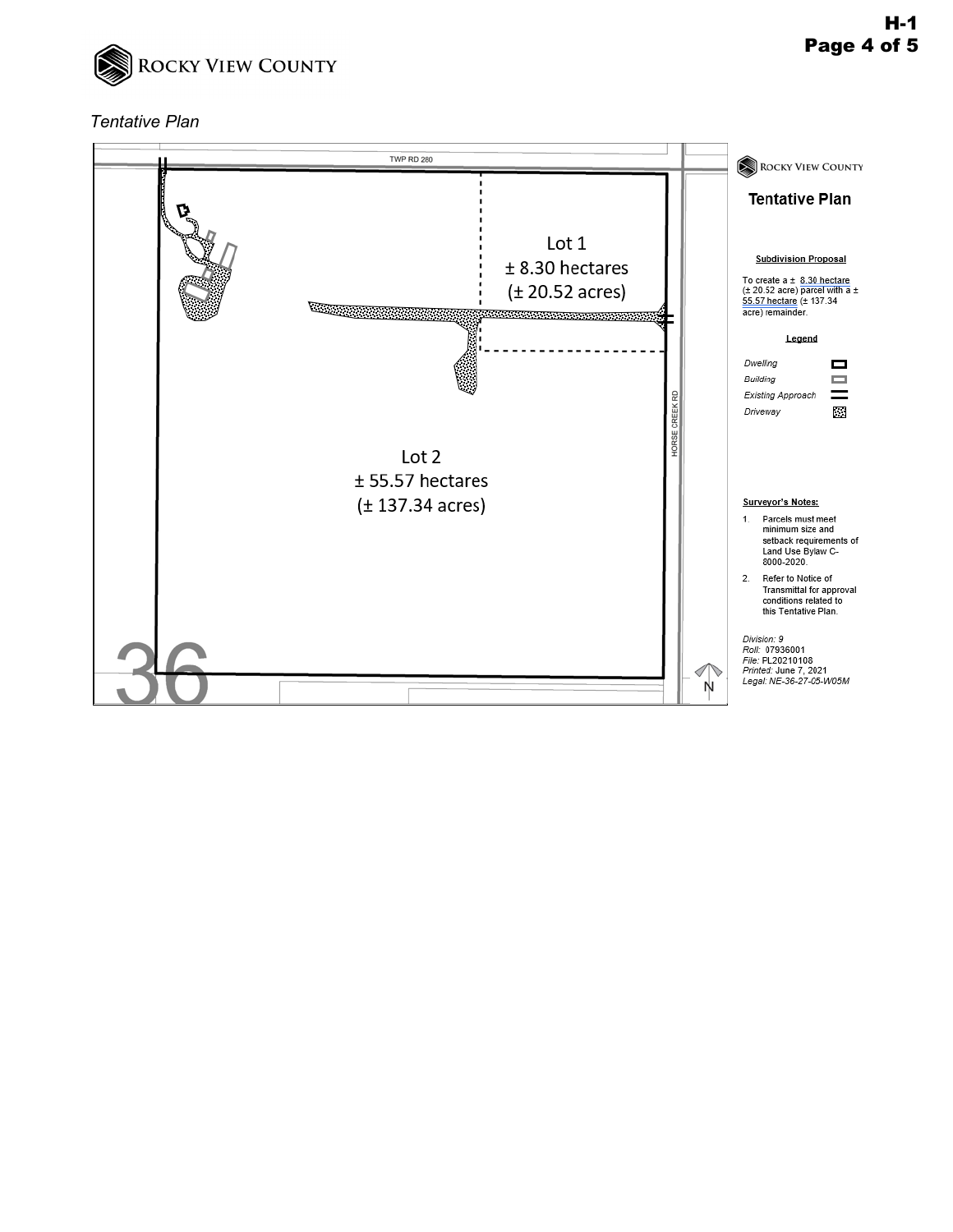*Tentative Plan*

TWP RD 280

Lot 1
± 8.30 hectares
(± 20.52 acres)

Lot 2
± 55.57 hectares
(± 137.34 acres)

HORSE CREEK RD

36

N

ROCKY VIEW COUNTY

## Tentative Plan

**Subdivision Proposal**

To create a ± 8.30 hectare (± 20.52 acre) parcel with a ± 55.57 hectare (± 137.34 acre) remainder.

**Legend**

- *Dwelling*
- *Building*
- *Existing Approach*
- *Driveway*

**Surveyor's Notes:**

1. Parcels must meet minimum size and setback requirements of Land Use Bylaw C-8000-2020.
2. Refer to Notice of Transmittal for approval conditions related to this Tentative Plan.

*Division: 9*
*Roll: 07936001*
*File: PL20210108*
*Printed: June 7, 2021*
*Legal: NE-36-27-05-W05M*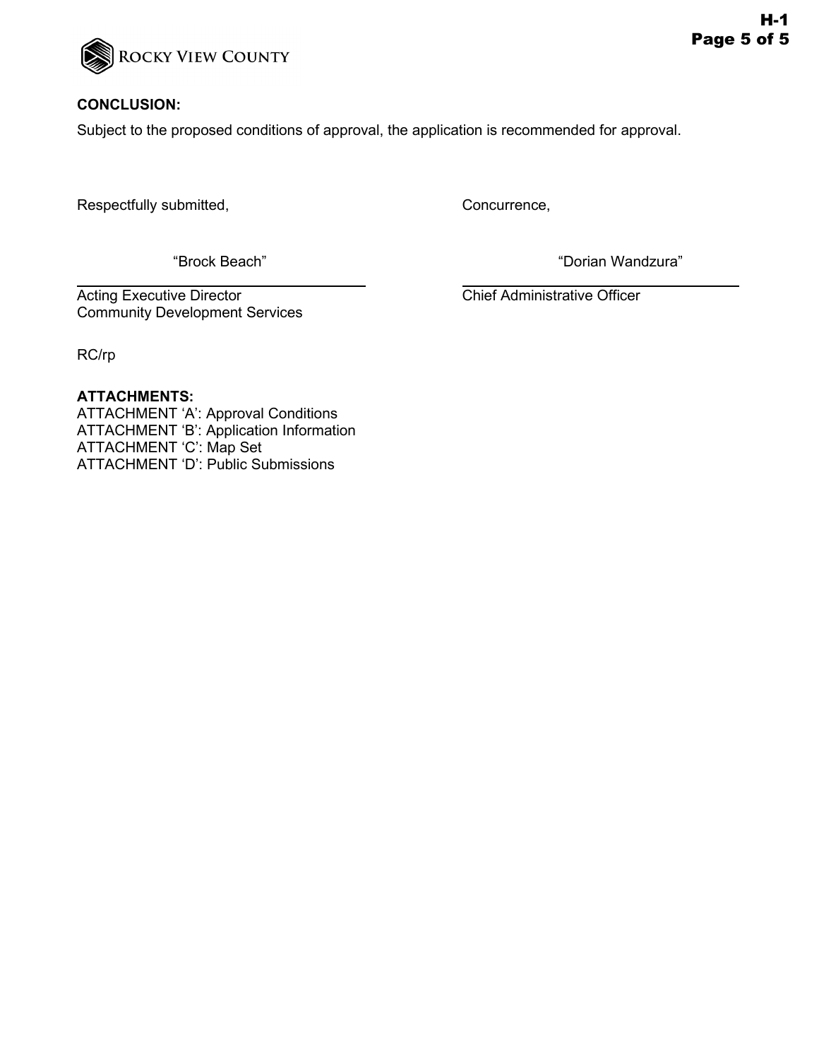**CONCLUSION:**

Subject to the proposed conditions of approval, the application is recommended for approval.

Respectfully submitted,

"Brock Beach"

Acting Executive Director
Community Development Services

Concurrence,

"Dorian Wandzura"

Chief Administrative Officer

RC/rp

**ATTACHMENTS:**
ATTACHMENT 'A': Approval Conditions
ATTACHMENT 'B': Application Information
ATTACHMENT 'C': Map Set
ATTACHMENT 'D': Public Submissions